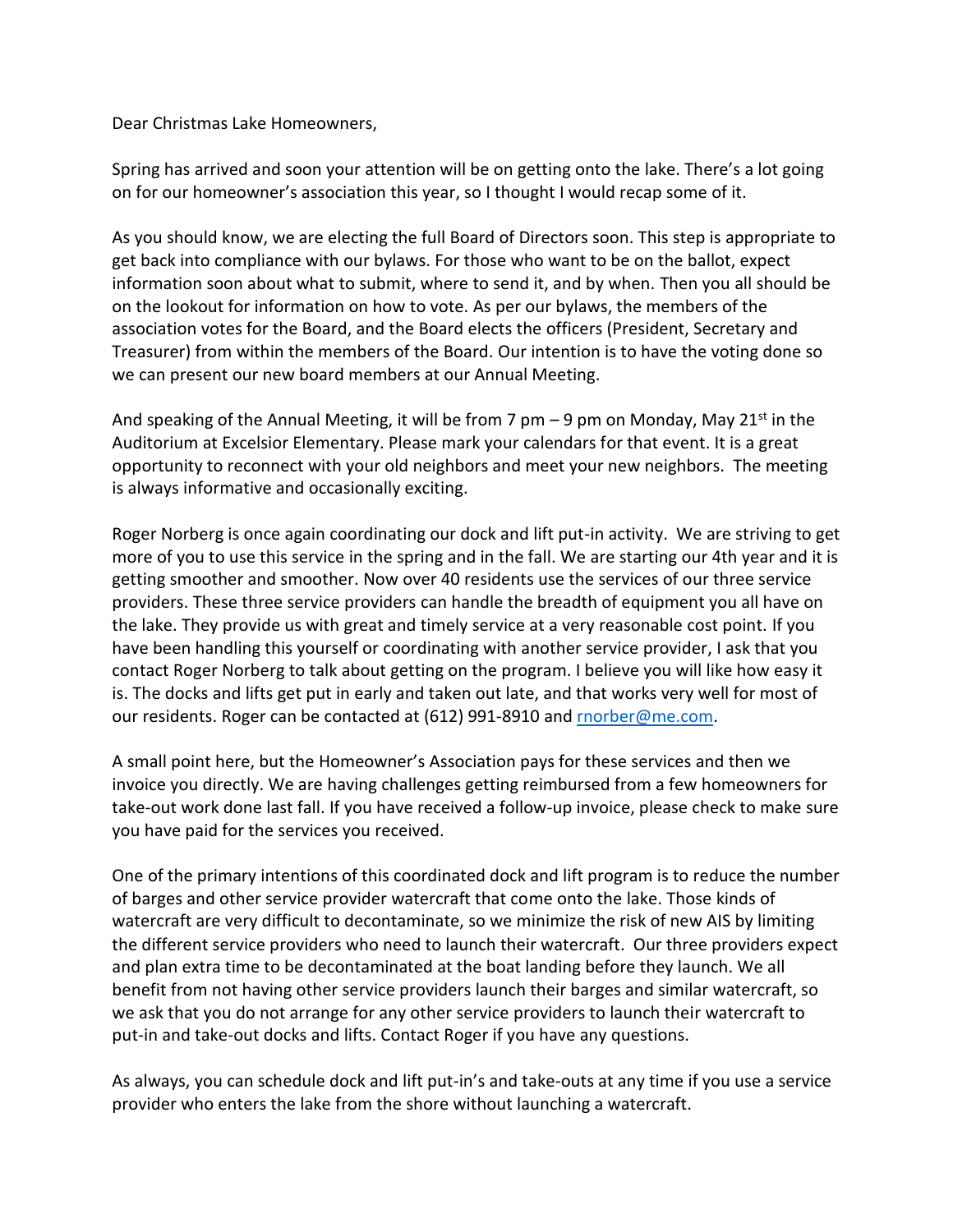Dear Christmas Lake Homeowners,

Spring has arrived and soon your attention will be on getting onto the lake. There's a lot going on for our homeowner's association this year, so I thought I would recap some of it.

As you should know, we are electing the full Board of Directors soon. This step is appropriate to get back into compliance with our bylaws. For those who want to be on the ballot, expect information soon about what to submit, where to send it, and by when. Then you all should be on the lookout for information on how to vote. As per our bylaws, the members of the association votes for the Board, and the Board elects the officers (President, Secretary and Treasurer) from within the members of the Board. Our intention is to have the voting done so we can present our new board members at our Annual Meeting.

And speaking of the Annual Meeting, it will be from 7 pm – 9 pm on Monday, May 21st in the Auditorium at Excelsior Elementary. Please mark your calendars for that event. It is a great opportunity to reconnect with your old neighbors and meet your new neighbors. The meeting is always informative and occasionally exciting.

Roger Norberg is once again coordinating our dock and lift put-in activity. We are striving to get more of you to use this service in the spring and in the fall. We are starting our 4th year and it is getting smoother and smoother. Now over 40 residents use the services of our three service providers. These three service providers can handle the breadth of equipment you all have on the lake. They provide us with great and timely service at a very reasonable cost point. If you have been handling this yourself or coordinating with another service provider, I ask that you contact Roger Norberg to talk about getting on the program. I believe you will like how easy it is. The docks and lifts get put in early and taken out late, and that works very well for most of our residents. Roger can be contacted at (612) 991-8910 and [rnorber@me.com](mailto:rnorber@me.com).

A small point here, but the Homeowner's Association pays for these services and then we invoice you directly. We are having challenges getting reimbursed from a few homeowners for take-out work done last fall. If you have received a follow-up invoice, please check to make sure you have paid for the services you received.

One of the primary intentions of this coordinated dock and lift program is to reduce the number of barges and other service provider watercraft that come onto the lake. Those kinds of watercraft are very difficult to decontaminate, so we minimize the risk of new AIS by limiting the different service providers who need to launch their watercraft. Our three providers expect and plan extra time to be decontaminated at the boat landing before they launch. We all benefit from not having other service providers launch their barges and similar watercraft, so we ask that you do not arrange for any other service providers to launch their watercraft to put-in and take-out docks and lifts. Contact Roger if you have any questions.

As always, you can schedule dock and lift put-in's and take-outs at any time if you use a service provider who enters the lake from the shore without launching a watercraft.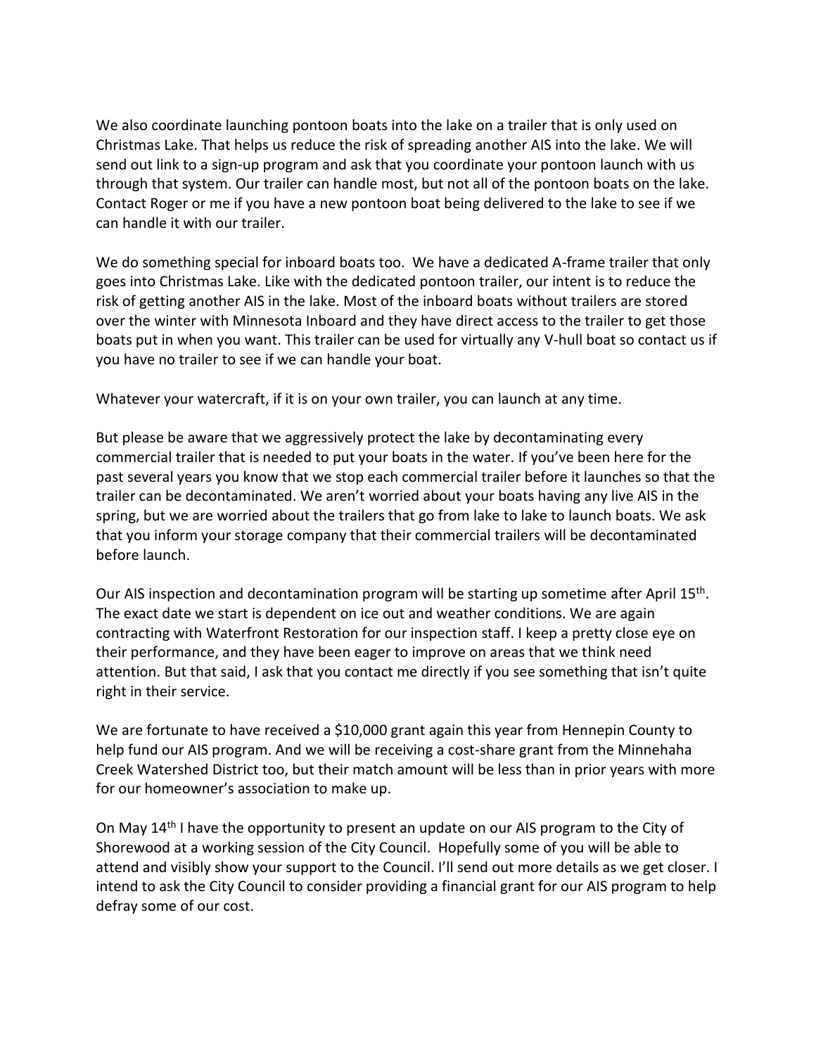We also coordinate launching pontoon boats into the lake on a trailer that is only used on Christmas Lake. That helps us reduce the risk of spreading another AIS into the lake. We will send out link to a sign-up program and ask that you coordinate your pontoon launch with us through that system. Our trailer can handle most, but not all of the pontoon boats on the lake. Contact Roger or me if you have a new pontoon boat being delivered to the lake to see if we can handle it with our trailer.

We do something special for inboard boats too. We have a dedicated A-frame trailer that only goes into Christmas Lake. Like with the dedicated pontoon trailer, our intent is to reduce the risk of getting another AIS in the lake. Most of the inboard boats without trailers are stored over the winter with Minnesota Inboard and they have direct access to the trailer to get those boats put in when you want. This trailer can be used for virtually any V-hull boat so contact us if you have no trailer to see if we can handle your boat.

Whatever your watercraft, if it is on your own trailer, you can launch at any time.

But please be aware that we aggressively protect the lake by decontaminating every commercial trailer that is needed to put your boats in the water. If you've been here for the past several years you know that we stop each commercial trailer before it launches so that the trailer can be decontaminated. We aren't worried about your boats having any live AIS in the spring, but we are worried about the trailers that go from lake to lake to launch boats. We ask that you inform your storage company that their commercial trailers will be decontaminated before launch.

Our AIS inspection and decontamination program will be starting up sometime after April 15th. The exact date we start is dependent on ice out and weather conditions. We are again contracting with Waterfront Restoration for our inspection staff. I keep a pretty close eye on their performance, and they have been eager to improve on areas that we think need attention. But that said, I ask that you contact me directly if you see something that isn't quite right in their service.

We are fortunate to have received a $10,000 grant again this year from Hennepin County to help fund our AIS program. And we will be receiving a cost-share grant from the Minnehaha Creek Watershed District too, but their match amount will be less than in prior years with more for our homeowner's association to make up.

On May 14th I have the opportunity to present an update on our AIS program to the City of Shorewood at a working session of the City Council. Hopefully some of you will be able to attend and visibly show your support to the Council. I'll send out more details as we get closer. I intend to ask the City Council to consider providing a financial grant for our AIS program to help defray some of our cost.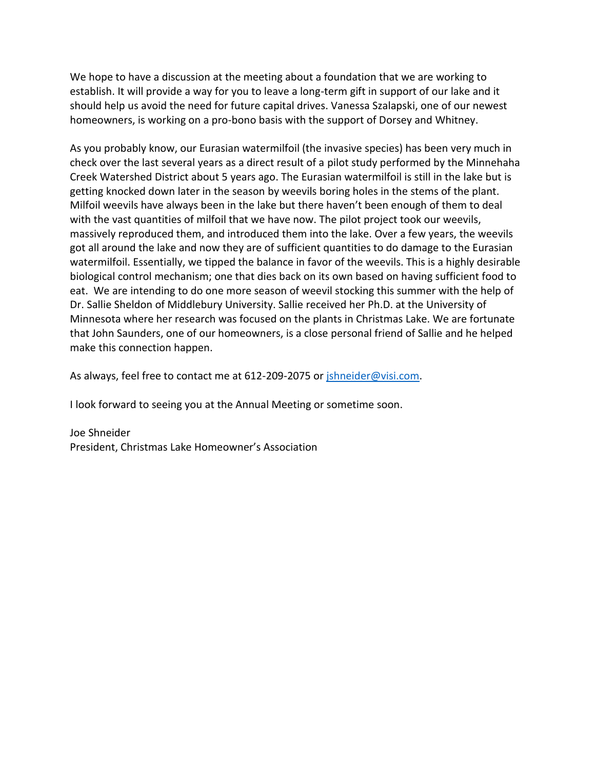We hope to have a discussion at the meeting about a foundation that we are working to establish. It will provide a way for you to leave a long-term gift in support of our lake and it should help us avoid the need for future capital drives. Vanessa Szalapski, one of our newest homeowners, is working on a pro-bono basis with the support of Dorsey and Whitney.

As you probably know, our Eurasian watermilfoil (the invasive species) has been very much in check over the last several years as a direct result of a pilot study performed by the Minnehaha Creek Watershed District about 5 years ago. The Eurasian watermilfoil is still in the lake but is getting knocked down later in the season by weevils boring holes in the stems of the plant. Milfoil weevils have always been in the lake but there haven't been enough of them to deal with the vast quantities of milfoil that we have now. The pilot project took our weevils, massively reproduced them, and introduced them into the lake. Over a few years, the weevils got all around the lake and now they are of sufficient quantities to do damage to the Eurasian watermilfoil. Essentially, we tipped the balance in favor of the weevils. This is a highly desirable biological control mechanism; one that dies back on its own based on having sufficient food to eat. We are intending to do one more season of weevil stocking this summer with the help of Dr. Sallie Sheldon of Middlebury University. Sallie received her Ph.D. at the University of Minnesota where her research was focused on the plants in Christmas Lake. We are fortunate that John Saunders, one of our homeowners, is a close personal friend of Sallie and he helped make this connection happen.

As always, feel free to contact me at 612-209-2075 or [jshneider@visi.com](mailto:jshneider@visi.com).

I look forward to seeing you at the Annual Meeting or sometime soon.

Joe Shneider
President, Christmas Lake Homeowner's Association